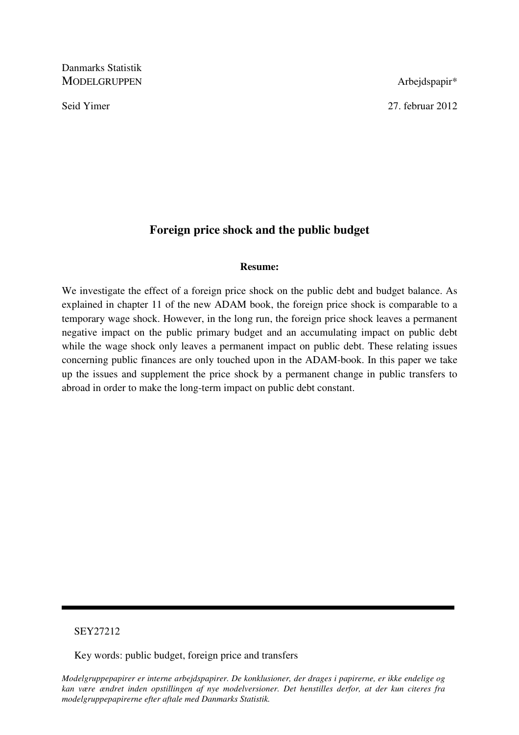Danmarks Statistik
MODELGRUPPEN

Arbejdspapir*

Seid Yimer

27. februar 2012

# Foreign price shock and the public budget

**Resume:**

We investigate the effect of a foreign price shock on the public debt and budget balance. As explained in chapter 11 of the new ADAM book, the foreign price shock is comparable to a temporary wage shock. However, in the long run, the foreign price shock leaves a permanent negative impact on the public primary budget and an accumulating impact on public debt while the wage shock only leaves a permanent impact on public debt. These relating issues concerning public finances are only touched upon in the ADAM-book. In this paper we take up the issues and supplement the price shock by a permanent change in public transfers to abroad in order to make the long-term impact on public debt constant.

---

SEY27212

Key words: public budget, foreign price and transfers

*Modelgruppepapirer er interne arbejdspapirer. De konklusioner, der drages i papirerne, er ikke endelige og kan være ændret inden opstillingen af nye modelversioner. Det henstilles derfor, at der kun citeres fra modelgruppepapirerne efter aftale med Danmarks Statistik.*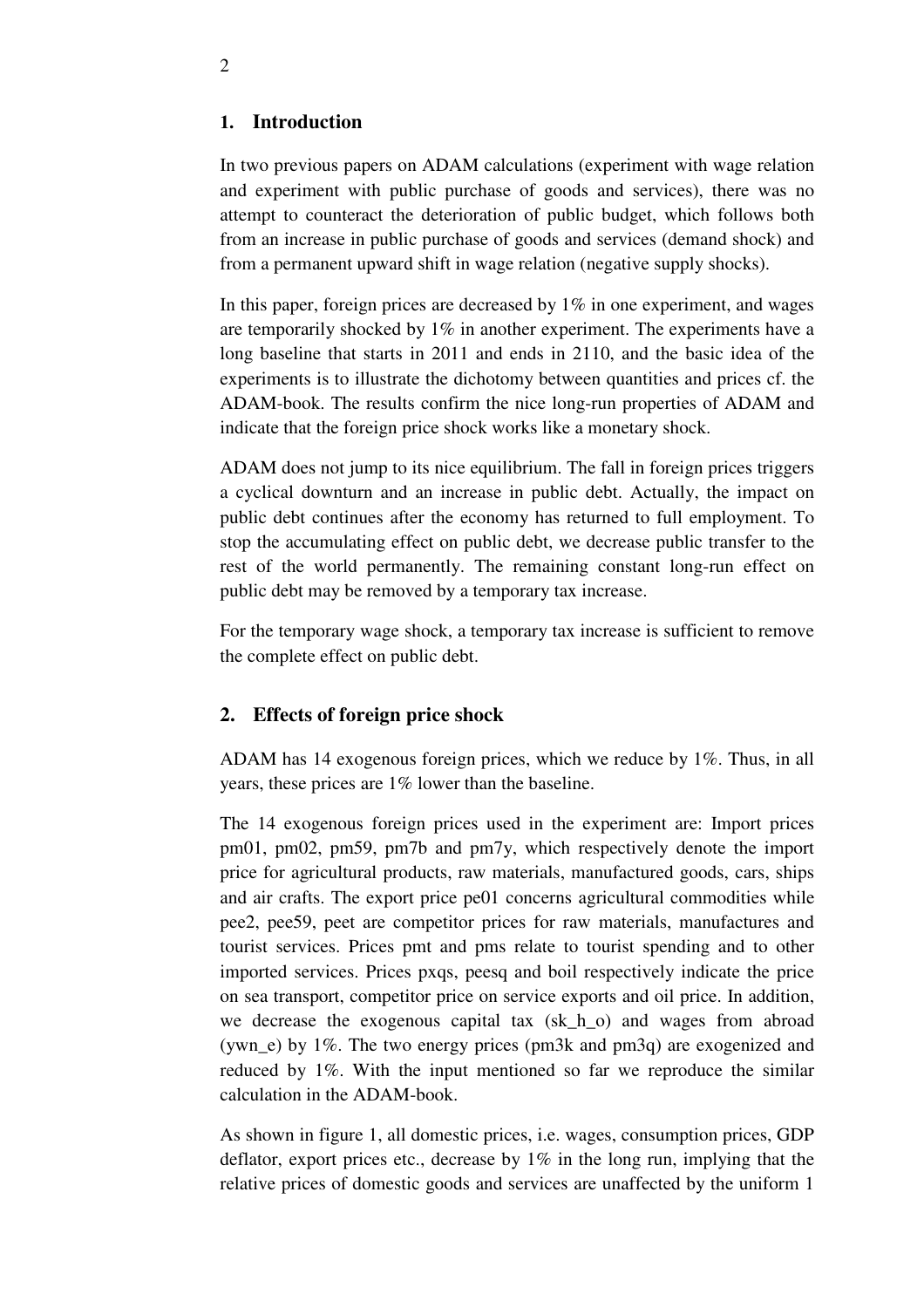## 1. Introduction

In two previous papers on ADAM calculations (experiment with wage relation and experiment with public purchase of goods and services), there was no attempt to counteract the deterioration of public budget, which follows both from an increase in public purchase of goods and services (demand shock) and from a permanent upward shift in wage relation (negative supply shocks).

In this paper, foreign prices are decreased by 1% in one experiment, and wages are temporarily shocked by 1% in another experiment. The experiments have a long baseline that starts in 2011 and ends in 2110, and the basic idea of the experiments is to illustrate the dichotomy between quantities and prices cf. the ADAM-book. The results confirm the nice long-run properties of ADAM and indicate that the foreign price shock works like a monetary shock.

ADAM does not jump to its nice equilibrium. The fall in foreign prices triggers a cyclical downturn and an increase in public debt. Actually, the impact on public debt continues after the economy has returned to full employment. To stop the accumulating effect on public debt, we decrease public transfer to the rest of the world permanently. The remaining constant long-run effect on public debt may be removed by a temporary tax increase.

For the temporary wage shock, a temporary tax increase is sufficient to remove the complete effect on public debt.

## 2. Effects of foreign price shock

ADAM has 14 exogenous foreign prices, which we reduce by 1%. Thus, in all years, these prices are 1% lower than the baseline.

The 14 exogenous foreign prices used in the experiment are: Import prices pm01, pm02, pm59, pm7b and pm7y, which respectively denote the import price for agricultural products, raw materials, manufactured goods, cars, ships and air crafts. The export price pe01 concerns agricultural commodities while pee2, pee59, peet are competitor prices for raw materials, manufactures and tourist services. Prices pmt and pms relate to tourist spending and to other imported services. Prices pxqs, peesq and boil respectively indicate the price on sea transport, competitor price on service exports and oil price. In addition, we decrease the exogenous capital tax (sk_h_o) and wages from abroad (ywn_e) by 1%. The two energy prices (pm3k and pm3q) are exogenized and reduced by 1%. With the input mentioned so far we reproduce the similar calculation in the ADAM-book.

As shown in figure 1, all domestic prices, i.e. wages, consumption prices, GDP deflator, export prices etc., decrease by 1% in the long run, implying that the relative prices of domestic goods and services are unaffected by the uniform 1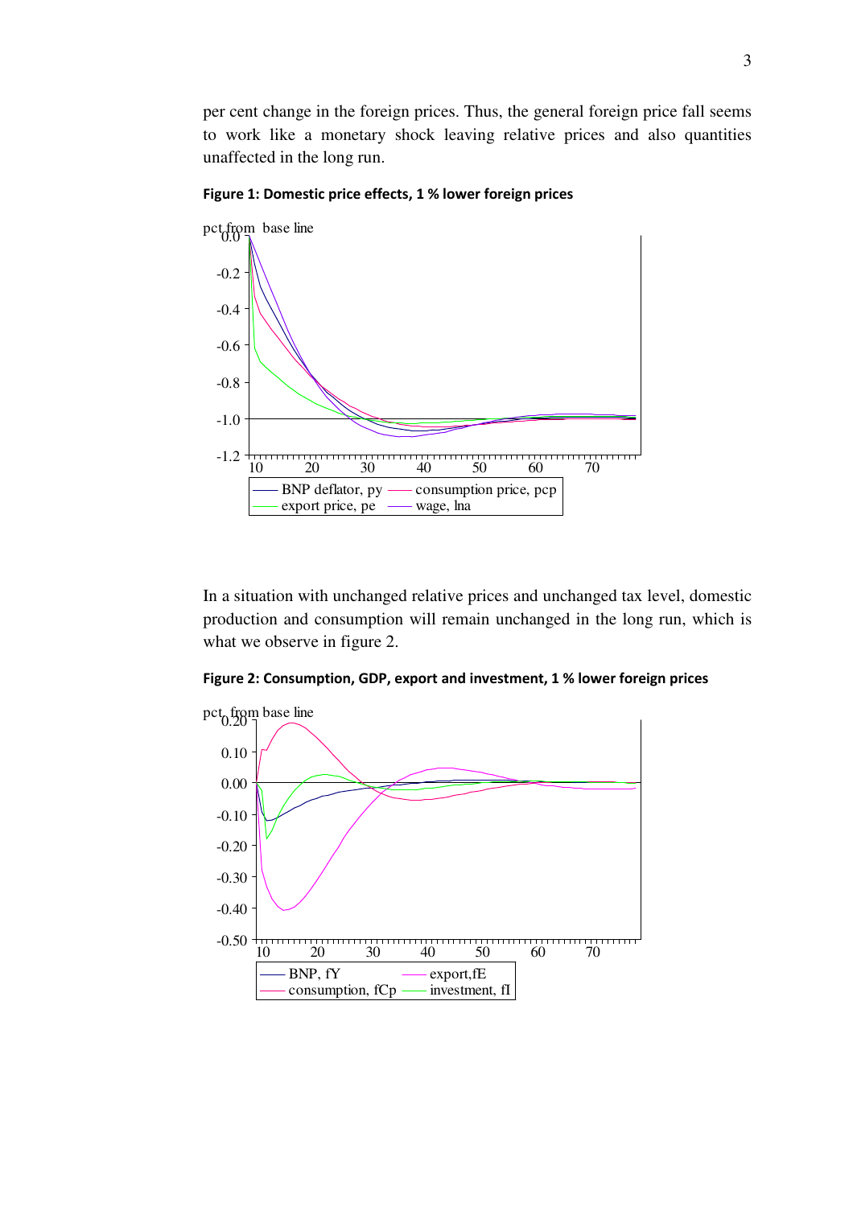per cent change in the foreign prices. Thus, the general foreign price fall seems to work like a monetary shock leaving relative prices and also quantities unaffected in the long run.

**Figure 1: Domestic price effects, 1 % lower foreign prices**

In a situation with unchanged relative prices and unchanged tax level, domestic production and consumption will remain unchanged in the long run, which is what we observe in figure 2.

**Figure 2: Consumption, GDP, export and investment, 1 % lower foreign prices**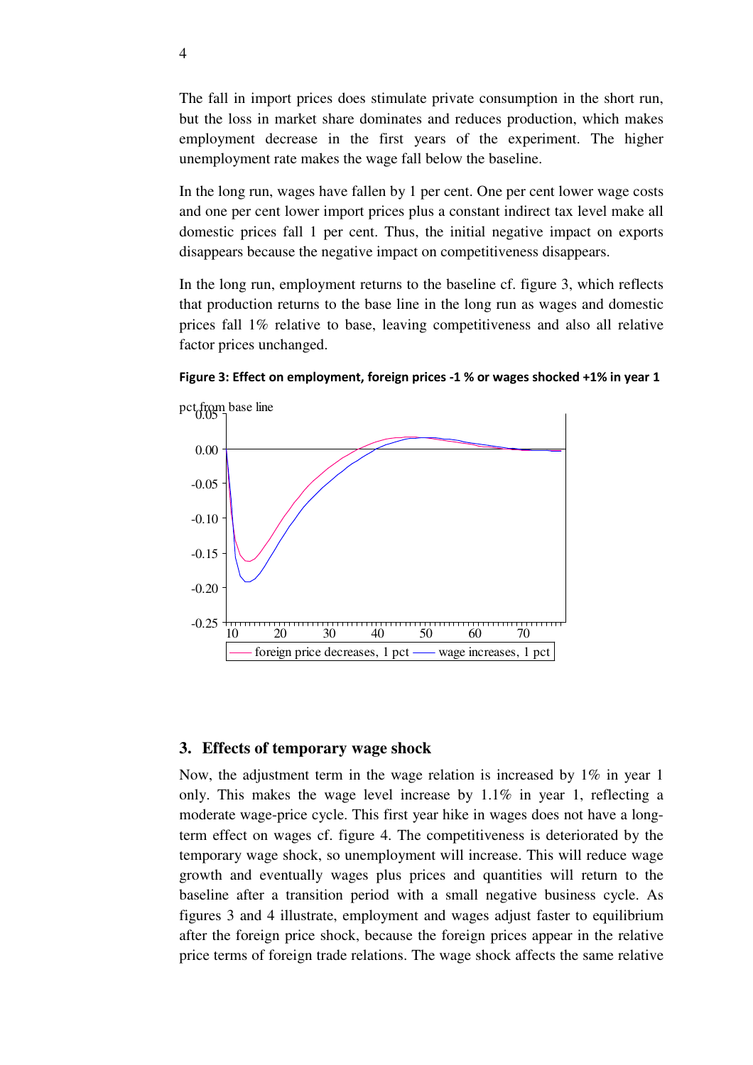The fall in import prices does stimulate private consumption in the short run, but the loss in market share dominates and reduces production, which makes employment decrease in the first years of the experiment. The higher unemployment rate makes the wage fall below the baseline.

In the long run, wages have fallen by 1 per cent. One per cent lower wage costs and one per cent lower import prices plus a constant indirect tax level make all domestic prices fall 1 per cent. Thus, the initial negative impact on exports disappears because the negative impact on competitiveness disappears.

In the long run, employment returns to the baseline cf. figure 3, which reflects that production returns to the base line in the long run as wages and domestic prices fall 1% relative to base, leaving competitiveness and also all relative factor prices unchanged.

**Figure 3: Effect on employment, foreign prices -1 % or wages shocked +1% in year 1**

pct from base line

—— foreign price decreases, 1 pct —— wage increases, 1 pct

## 3. Effects of temporary wage shock

Now, the adjustment term in the wage relation is increased by 1% in year 1 only. This makes the wage level increase by 1.1% in year 1, reflecting a moderate wage-price cycle. This first year hike in wages does not have a long-term effect on wages cf. figure 4. The competitiveness is deteriorated by the temporary wage shock, so unemployment will increase. This will reduce wage growth and eventually wages plus prices and quantities will return to the baseline after a transition period with a small negative business cycle. As figures 3 and 4 illustrate, employment and wages adjust faster to equilibrium after the foreign price shock, because the foreign prices appear in the relative price terms of foreign trade relations. The wage shock affects the same relative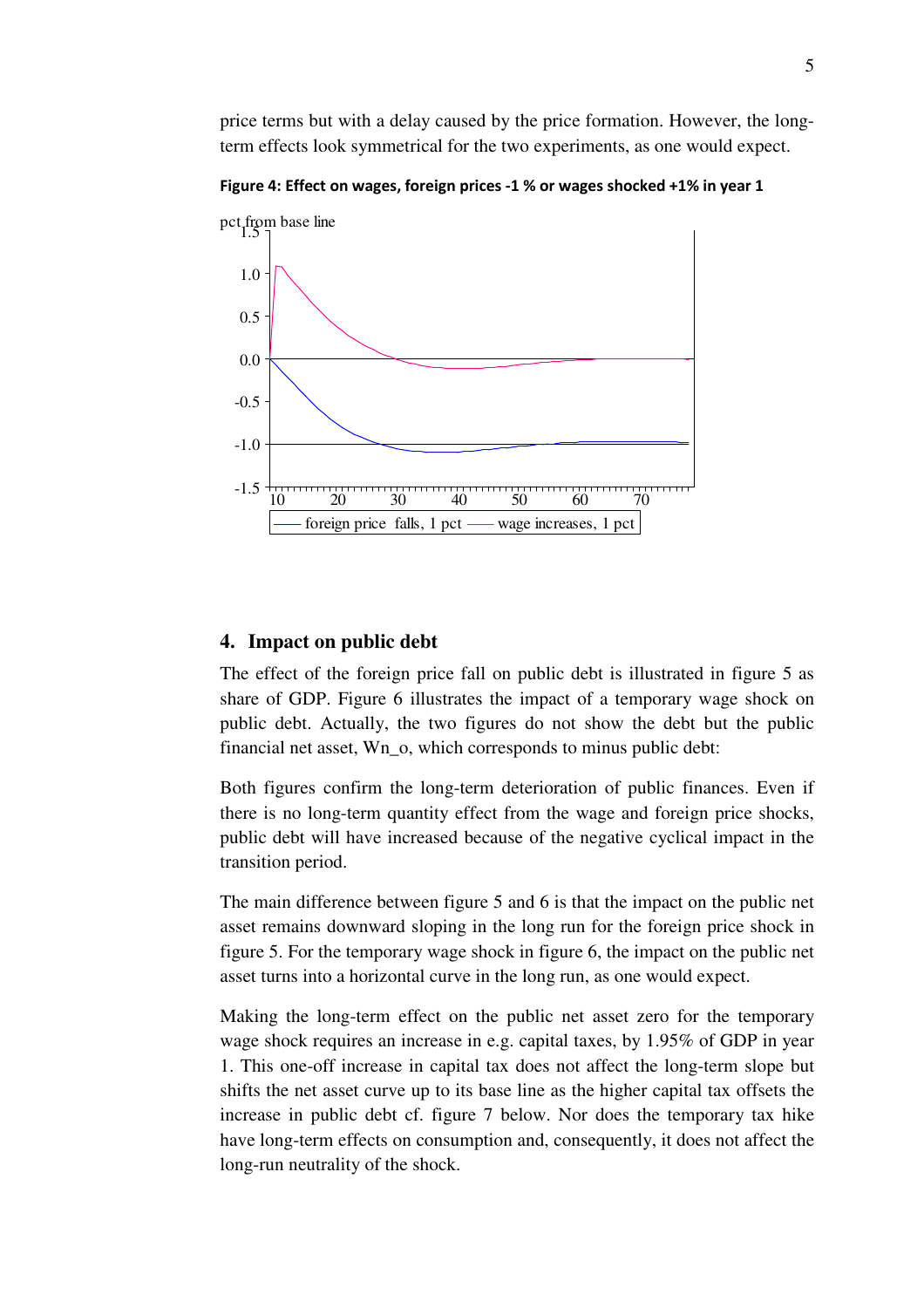price terms but with a delay caused by the price formation. However, the long-term effects look symmetrical for the two experiments, as one would expect.

**Figure 4: Effect on wages, foreign prices -1 % or wages shocked +1% in year 1**

## 4. Impact on public debt

The effect of the foreign price fall on public debt is illustrated in figure 5 as share of GDP. Figure 6 illustrates the impact of a temporary wage shock on public debt. Actually, the two figures do not show the debt but the public financial net asset, Wn_o, which corresponds to minus public debt:

Both figures confirm the long-term deterioration of public finances. Even if there is no long-term quantity effect from the wage and foreign price shocks, public debt will have increased because of the negative cyclical impact in the transition period.

The main difference between figure 5 and 6 is that the impact on the public net asset remains downward sloping in the long run for the foreign price shock in figure 5. For the temporary wage shock in figure 6, the impact on the public net asset turns into a horizontal curve in the long run, as one would expect.

Making the long-term effect on the public net asset zero for the temporary wage shock requires an increase in e.g. capital taxes, by 1.95% of GDP in year 1. This one-off increase in capital tax does not affect the long-term slope but shifts the net asset curve up to its base line as the higher capital tax offsets the increase in public debt cf. figure 7 below. Nor does the temporary tax hike have long-term effects on consumption and, consequently, it does not affect the long-run neutrality of the shock.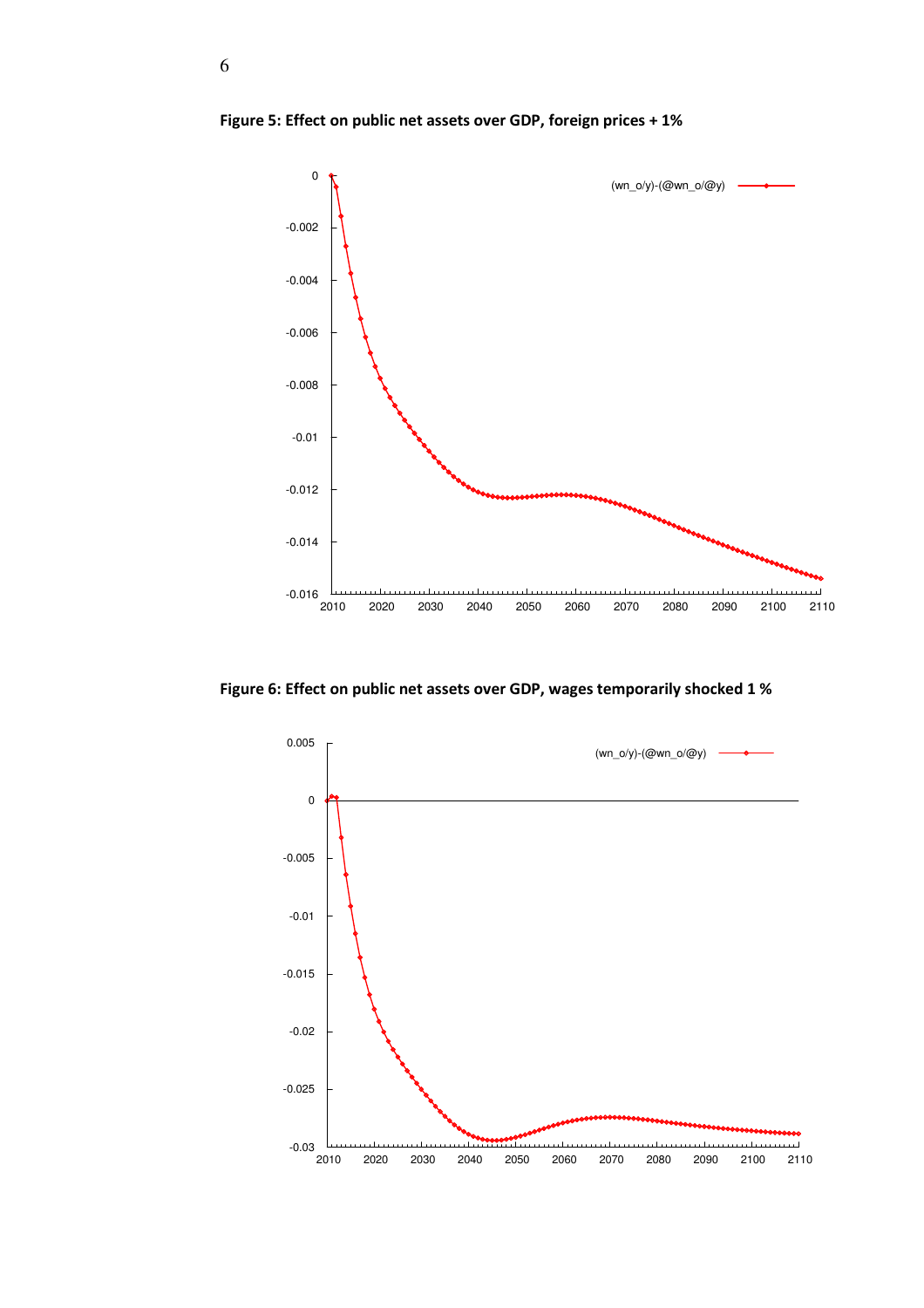**Figure 5: Effect on public net assets over GDP, foreign prices + 1%**

**Figure 6: Effect on public net assets over GDP, wages temporarily shocked 1 %**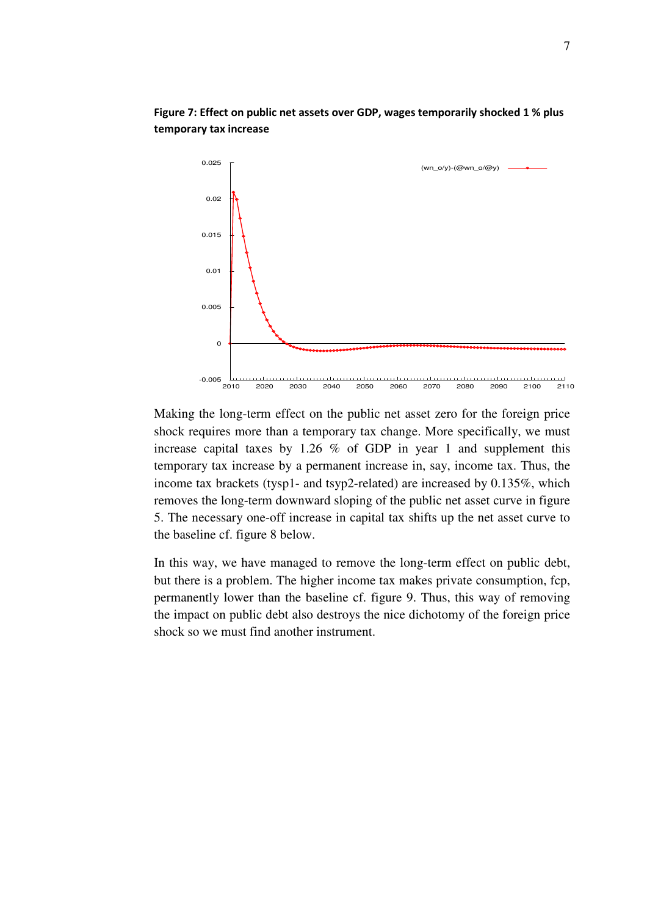**Figure 7: Effect on public net assets over GDP, wages temporarily shocked 1 % plus temporary tax increase**

Making the long-term effect on the public net asset zero for the foreign price shock requires more than a temporary tax change. More specifically, we must increase capital taxes by 1.26 % of GDP in year 1 and supplement this temporary tax increase by a permanent increase in, say, income tax. Thus, the income tax brackets (tysp1- and tsyp2-related) are increased by 0.135%, which removes the long-term downward sloping of the public net asset curve in figure 5. The necessary one-off increase in capital tax shifts up the net asset curve to the baseline cf. figure 8 below.

In this way, we have managed to remove the long-term effect on public debt, but there is a problem. The higher income tax makes private consumption, fcp, permanently lower than the baseline cf. figure 9. Thus, this way of removing the impact on public debt also destroys the nice dichotomy of the foreign price shock so we must find another instrument.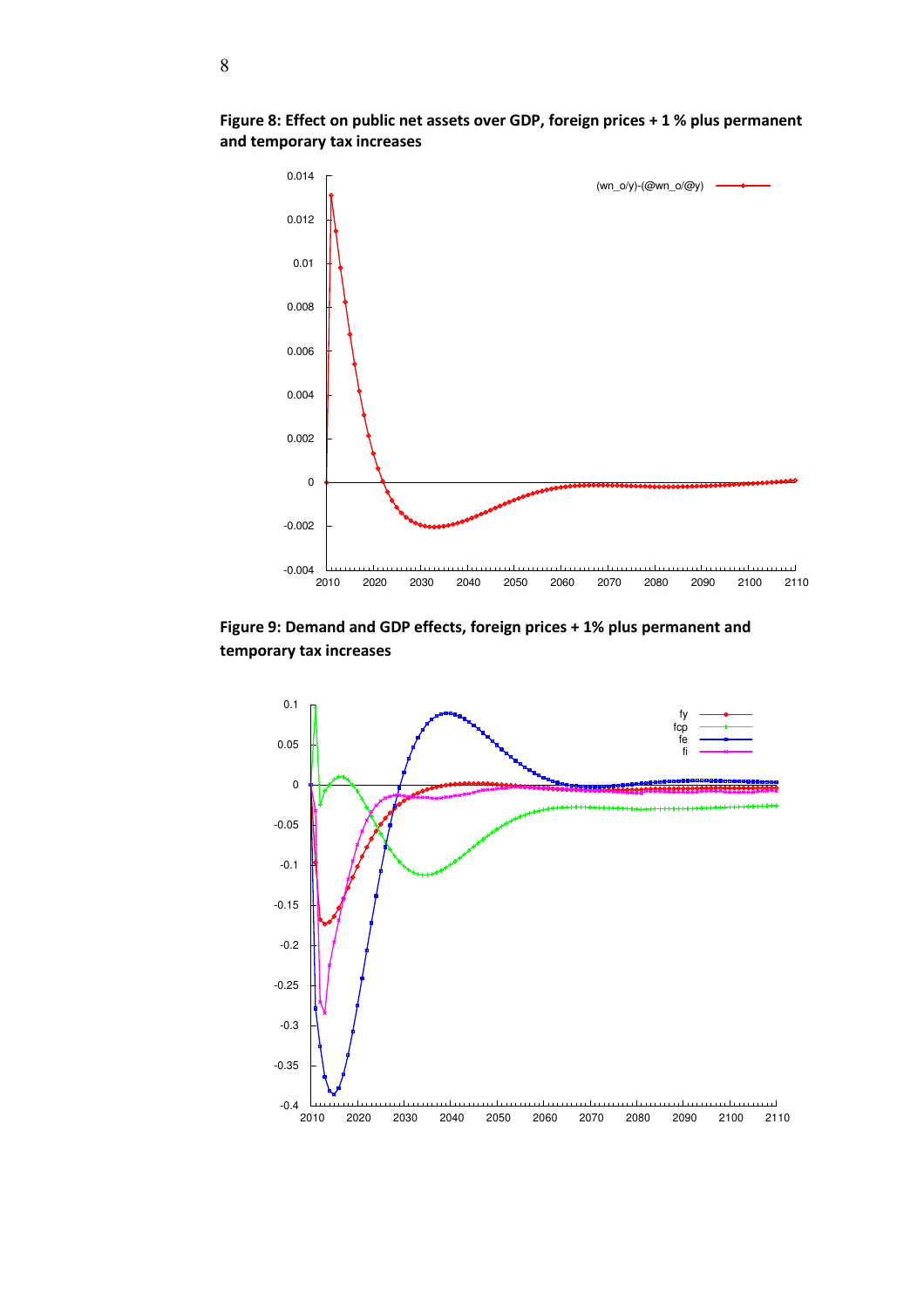**Figure 8: Effect on public net assets over GDP, foreign prices + 1 % plus permanent and temporary tax increases**

**Figure 9: Demand and GDP effects, foreign prices + 1% plus permanent and temporary tax increases**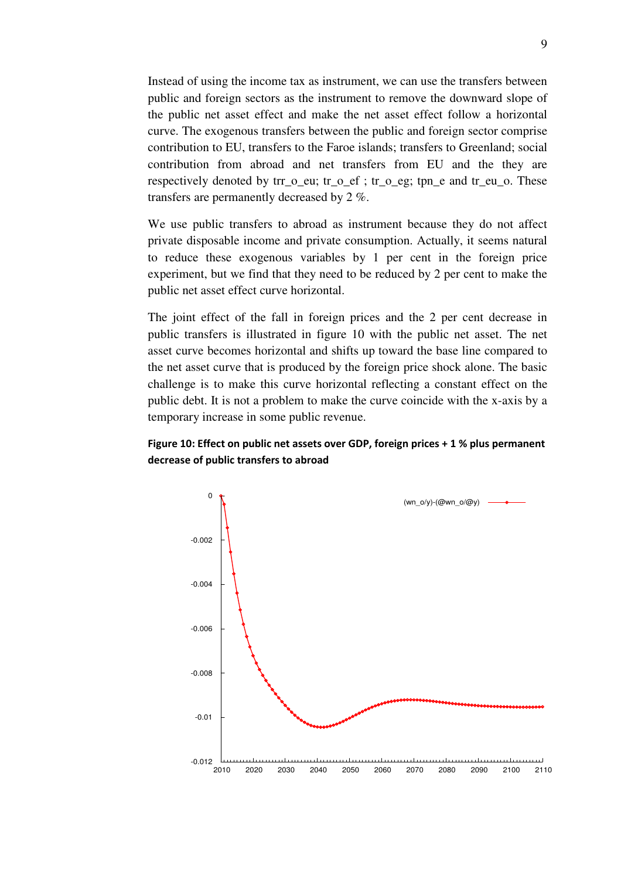Instead of using the income tax as instrument, we can use the transfers between public and foreign sectors as the instrument to remove the downward slope of the public net asset effect and make the net asset effect follow a horizontal curve. The exogenous transfers between the public and foreign sector comprise contribution to EU, transfers to the Faroe islands; transfers to Greenland; social contribution from abroad and net transfers from EU and the they are respectively denoted by trr_o_eu; tr_o_ef ; tr_o_eg; tpn_e and tr_eu_o. These transfers are permanently decreased by 2 %.

We use public transfers to abroad as instrument because they do not affect private disposable income and private consumption. Actually, it seems natural to reduce these exogenous variables by 1 per cent in the foreign price experiment, but we find that they need to be reduced by 2 per cent to make the public net asset effect curve horizontal.

The joint effect of the fall in foreign prices and the 2 per cent decrease in public transfers is illustrated in figure 10 with the public net asset. The net asset curve becomes horizontal and shifts up toward the base line compared to the net asset curve that is produced by the foreign price shock alone. The basic challenge is to make this curve horizontal reflecting a constant effect on the public debt. It is not a problem to make the curve coincide with the x-axis by a temporary increase in some public revenue.

**Figure 10: Effect on public net assets over GDP, foreign prices + 1 % plus permanent decrease of public transfers to abroad**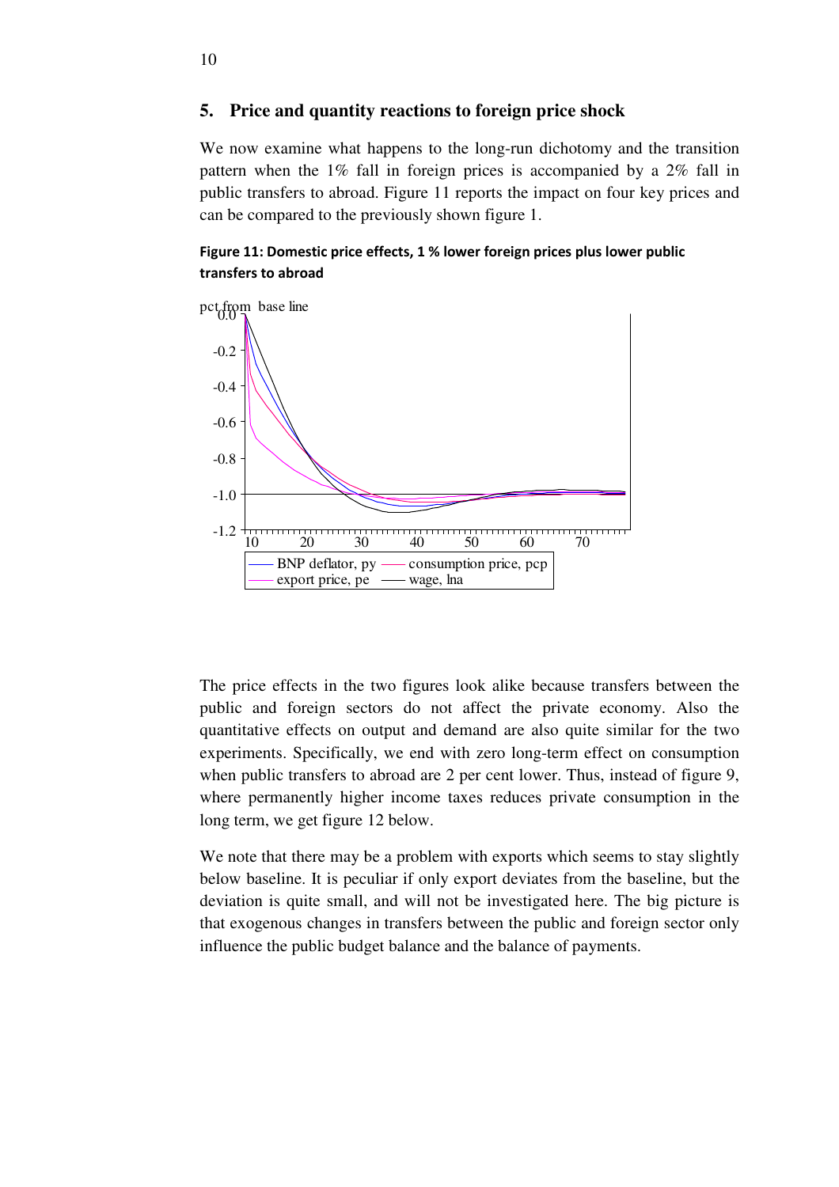## 5. Price and quantity reactions to foreign price shock

We now examine what happens to the long-run dichotomy and the transition pattern when the 1% fall in foreign prices is accompanied by a 2% fall in public transfers to abroad. Figure 11 reports the impact on four key prices and can be compared to the previously shown figure 1.

**Figure 11: Domestic price effects, 1 % lower foreign prices plus lower public transfers to abroad**

The price effects in the two figures look alike because transfers between the public and foreign sectors do not affect the private economy. Also the quantitative effects on output and demand are also quite similar for the two experiments. Specifically, we end with zero long-term effect on consumption when public transfers to abroad are 2 per cent lower. Thus, instead of figure 9, where permanently higher income taxes reduces private consumption in the long term, we get figure 12 below.

We note that there may be a problem with exports which seems to stay slightly below baseline. It is peculiar if only export deviates from the baseline, but the deviation is quite small, and will not be investigated here. The big picture is that exogenous changes in transfers between the public and foreign sector only influence the public budget balance and the balance of payments.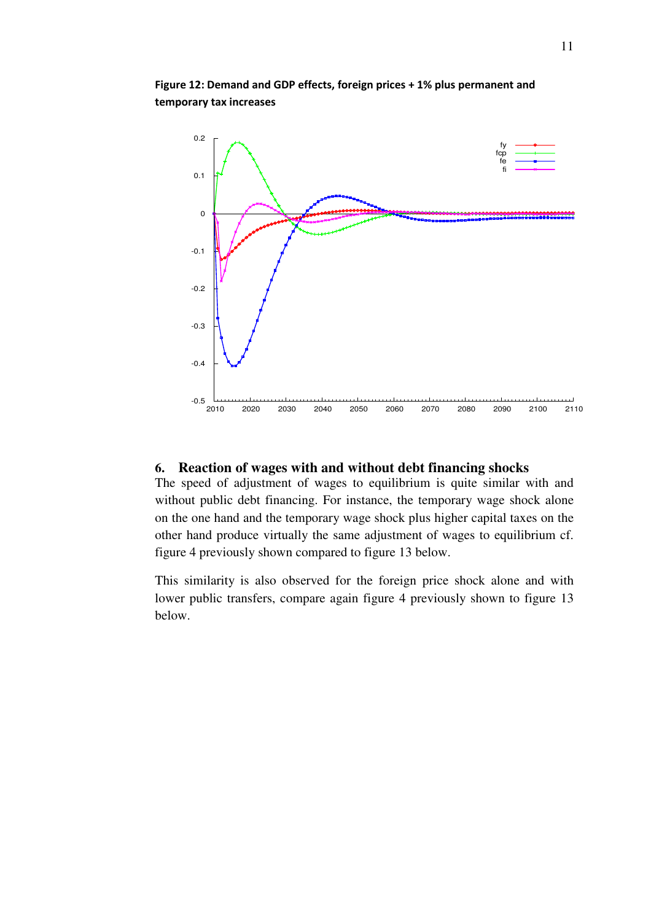**Figure 12: Demand and GDP effects, foreign prices + 1% plus permanent and temporary tax increases**

## 6. Reaction of wages with and without debt financing shocks

The speed of adjustment of wages to equilibrium is quite similar with and without public debt financing. For instance, the temporary wage shock alone on the one hand and the temporary wage shock plus higher capital taxes on the other hand produce virtually the same adjustment of wages to equilibrium cf. figure 4 previously shown compared to figure 13 below.

This similarity is also observed for the foreign price shock alone and with lower public transfers, compare again figure 4 previously shown to figure 13 below.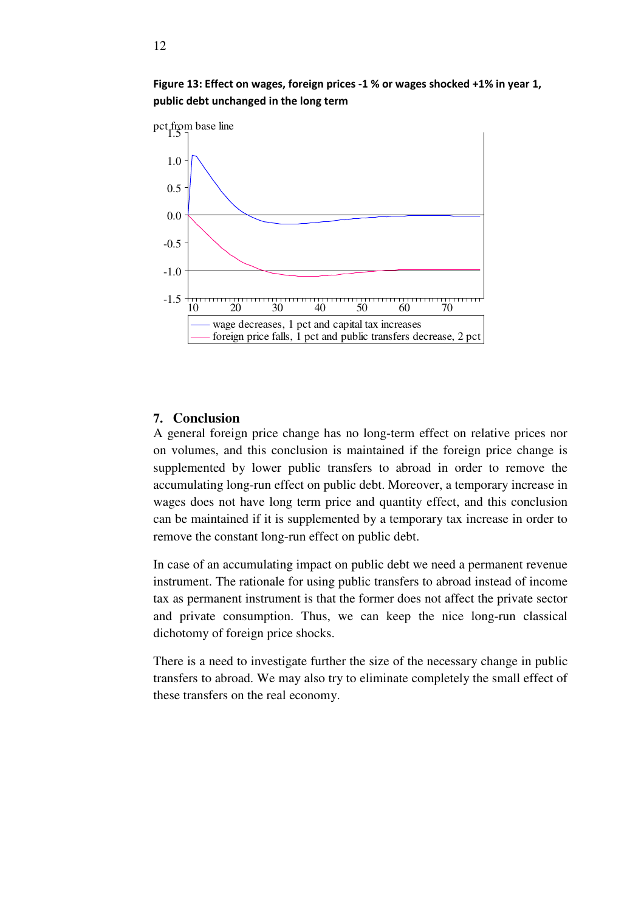**Figure 13: Effect on wages, foreign prices -1 % or wages shocked +1% in year 1, public debt unchanged in the long term**

pct from base line

1.5
1.0
0.5
0.0
-0.5
-1.0
-1.5

10 20 30 40 50 60 70

wage decreases, 1 pct and capital tax increases
foreign price falls, 1 pct and public transfers decrease, 2 pct

## 7. Conclusion

A general foreign price change has no long-term effect on relative prices nor on volumes, and this conclusion is maintained if the foreign price change is supplemented by lower public transfers to abroad in order to remove the accumulating long-run effect on public debt. Moreover, a temporary increase in wages does not have long term price and quantity effect, and this conclusion can be maintained if it is supplemented by a temporary tax increase in order to remove the constant long-run effect on public debt.

In case of an accumulating impact on public debt we need a permanent revenue instrument. The rationale for using public transfers to abroad instead of income tax as permanent instrument is that the former does not affect the private sector and private consumption. Thus, we can keep the nice long-run classical dichotomy of foreign price shocks.

There is a need to investigate further the size of the necessary change in public transfers to abroad. We may also try to eliminate completely the small effect of these transfers on the real economy.